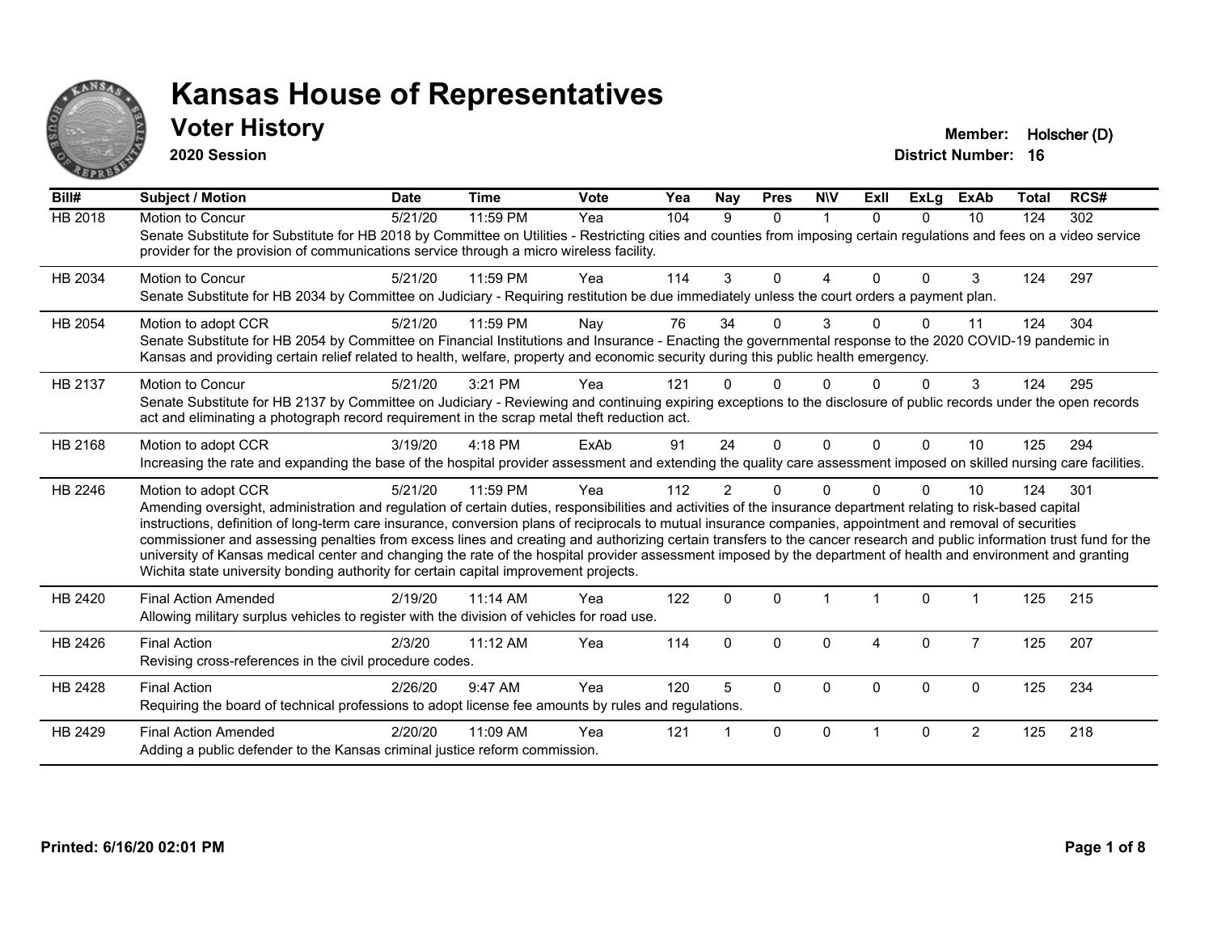# Kansas House of Representatives

## Voter History

**2020 Session**

**Member:** Holscher (D)
**District Number:** 16

| Bill# | Subject / Motion | Date | Time | Vote | Yea | Nay | Pres | N\V | ExII | ExLg | ExAb | Total | RCS# |
|---|---|---|---|---|---|---|---|---|---|---|---|---|---|
| HB 2018 | Motion to Concur | 5/21/20 | 11:59 PM | Yea | 104 | 9 | 0 | 1 | 0 | 0 | 10 | 124 | 302 |
| | Senate Substitute for Substitute for HB 2018 by Committee on Utilities - Restricting cities and counties from imposing certain regulations and fees on a video service provider for the provision of communications service through a micro wireless facility. | | | | | | | | | | | | |
| HB 2034 | Motion to Concur | 5/21/20 | 11:59 PM | Yea | 114 | 3 | 0 | 4 | 0 | 0 | 3 | 124 | 297 |
| | Senate Substitute for HB 2034 by Committee on Judiciary - Requiring restitution be due immediately unless the court orders a payment plan. | | | | | | | | | | | | |
| HB 2054 | Motion to adopt CCR | 5/21/20 | 11:59 PM | Nay | 76 | 34 | 0 | 3 | 0 | 0 | 11 | 124 | 304 |
| | Senate Substitute for HB 2054 by Committee on Financial Institutions and Insurance - Enacting the governmental response to the 2020 COVID-19 pandemic in Kansas and providing certain relief related to health, welfare, property and economic security during this public health emergency. | | | | | | | | | | | | |
| HB 2137 | Motion to Concur | 5/21/20 | 3:21 PM | Yea | 121 | 0 | 0 | 0 | 0 | 0 | 3 | 124 | 295 |
| | Senate Substitute for HB 2137 by Committee on Judiciary - Reviewing and continuing expiring exceptions to the disclosure of public records under the open records act and eliminating a photograph record requirement in the scrap metal theft reduction act. | | | | | | | | | | | | |
| HB 2168 | Motion to adopt CCR | 3/19/20 | 4:18 PM | ExAb | 91 | 24 | 0 | 0 | 0 | 0 | 10 | 125 | 294 |
| | Increasing the rate and expanding the base of the hospital provider assessment and extending the quality care assessment imposed on skilled nursing care facilities. | | | | | | | | | | | | |
| HB 2246 | Motion to adopt CCR | 5/21/20 | 11:59 PM | Yea | 112 | 2 | 0 | 0 | 0 | 0 | 10 | 124 | 301 |
| | Amending oversight, administration and regulation of certain duties, responsibilities and activities of the insurance department relating to risk-based capital instructions, definition of long-term care insurance, conversion plans of reciprocals to mutual insurance companies, appointment and removal of securities commissioner and assessing penalties from excess lines and creating and authorizing certain transfers to the cancer research and public information trust fund for the university of Kansas medical center and changing the rate of the hospital provider assessment imposed by the department of health and environment and granting Wichita state university bonding authority for certain capital improvement projects. | | | | | | | | | | | | |
| HB 2420 | Final Action Amended | 2/19/20 | 11:14 AM | Yea | 122 | 0 | 0 | 1 | 1 | 0 | 1 | 125 | 215 |
| | Allowing military surplus vehicles to register with the division of vehicles for road use. | | | | | | | | | | | | |
| HB 2426 | Final Action | 2/3/20 | 11:12 AM | Yea | 114 | 0 | 0 | 0 | 4 | 0 | 7 | 125 | 207 |
| | Revising cross-references in the civil procedure codes. | | | | | | | | | | | | |
| HB 2428 | Final Action | 2/26/20 | 9:47 AM | Yea | 120 | 5 | 0 | 0 | 0 | 0 | 0 | 125 | 234 |
| | Requiring the board of technical professions to adopt license fee amounts by rules and regulations. | | | | | | | | | | | | |
| HB 2429 | Final Action Amended | 2/20/20 | 11:09 AM | Yea | 121 | 1 | 0 | 0 | 1 | 0 | 2 | 125 | 218 |
| | Adding a public defender to the Kansas criminal justice reform commission. | | | | | | | | | | | | |

**Printed: 6/16/20 02:01 PM**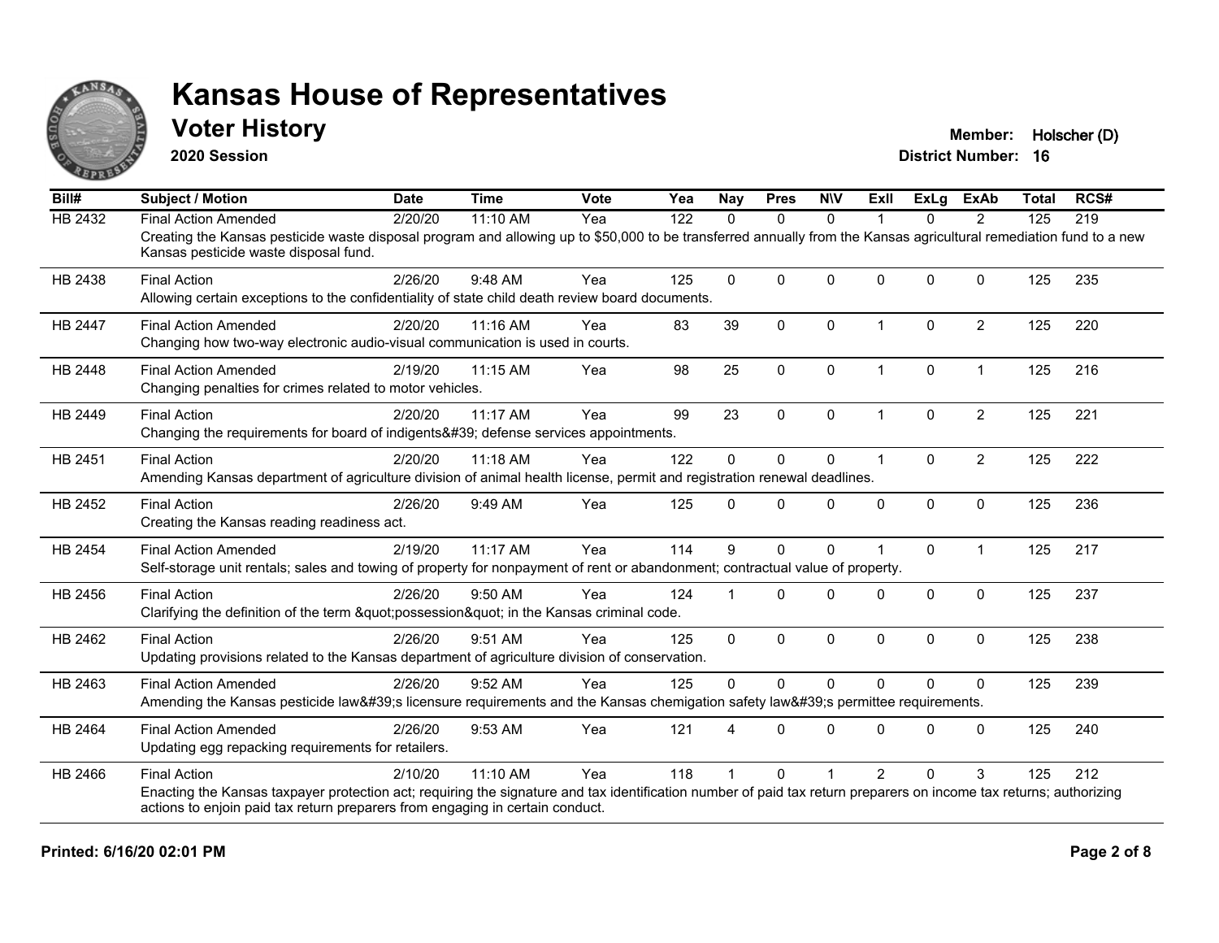# Kansas House of Representatives

## Voter History

**2020 Session**

**Member:** Holscher (D)
**District Number:** 16

| Bill# | Subject / Motion | Date | Time | Vote | Yea | Nay | Pres | N\V | ExII | ExLg | ExAb | Total | RCS# |
|---|---|---|---|---|---|---|---|---|---|---|---|---|---|
| HB 2432 | Final Action Amended | 2/20/20 | 11:10 AM | Yea | 122 | 0 | 0 | 0 | 1 | 0 | 2 | 125 | 219 |
| | Creating the Kansas pesticide waste disposal program and allowing up to $50,000 to be transferred annually from the Kansas agricultural remediation fund to a new Kansas pesticide waste disposal fund. | | | | | | | | | | | | |
| HB 2438 | Final Action | 2/26/20 | 9:48 AM | Yea | 125 | 0 | 0 | 0 | 0 | 0 | 0 | 125 | 235 |
| | Allowing certain exceptions to the confidentiality of state child death review board documents. | | | | | | | | | | | | |
| HB 2447 | Final Action Amended | 2/20/20 | 11:16 AM | Yea | 83 | 39 | 0 | 0 | 1 | 0 | 2 | 125 | 220 |
| | Changing how two-way electronic audio-visual communication is used in courts. | | | | | | | | | | | | |
| HB 2448 | Final Action Amended | 2/19/20 | 11:15 AM | Yea | 98 | 25 | 0 | 0 | 1 | 0 | 1 | 125 | 216 |
| | Changing penalties for crimes related to motor vehicles. | | | | | | | | | | | | |
| HB 2449 | Final Action | 2/20/20 | 11:17 AM | Yea | 99 | 23 | 0 | 0 | 1 | 0 | 2 | 125 | 221 |
| | Changing the requirements for board of indigents&#39; defense services appointments. | | | | | | | | | | | | |
| HB 2451 | Final Action | 2/20/20 | 11:18 AM | Yea | 122 | 0 | 0 | 0 | 1 | 0 | 2 | 125 | 222 |
| | Amending Kansas department of agriculture division of animal health license, permit and registration renewal deadlines. | | | | | | | | | | | | |
| HB 2452 | Final Action | 2/26/20 | 9:49 AM | Yea | 125 | 0 | 0 | 0 | 0 | 0 | 0 | 125 | 236 |
| | Creating the Kansas reading readiness act. | | | | | | | | | | | | |
| HB 2454 | Final Action Amended | 2/19/20 | 11:17 AM | Yea | 114 | 9 | 0 | 0 | 1 | 0 | 1 | 125 | 217 |
| | Self-storage unit rentals; sales and towing of property for nonpayment of rent or abandonment; contractual value of property. | | | | | | | | | | | | |
| HB 2456 | Final Action | 2/26/20 | 9:50 AM | Yea | 124 | 1 | 0 | 0 | 0 | 0 | 0 | 125 | 237 |
| | Clarifying the definition of the term &quot;possession&quot; in the Kansas criminal code. | | | | | | | | | | | | |
| HB 2462 | Final Action | 2/26/20 | 9:51 AM | Yea | 125 | 0 | 0 | 0 | 0 | 0 | 0 | 125 | 238 |
| | Updating provisions related to the Kansas department of agriculture division of conservation. | | | | | | | | | | | | |
| HB 2463 | Final Action Amended | 2/26/20 | 9:52 AM | Yea | 125 | 0 | 0 | 0 | 0 | 0 | 0 | 125 | 239 |
| | Amending the Kansas pesticide law&#39;s licensure requirements and the Kansas chemigation safety law&#39;s permittee requirements. | | | | | | | | | | | | |
| HB 2464 | Final Action Amended | 2/26/20 | 9:53 AM | Yea | 121 | 4 | 0 | 0 | 0 | 0 | 0 | 125 | 240 |
| | Updating egg repacking requirements for retailers. | | | | | | | | | | | | |
| HB 2466 | Final Action | 2/10/20 | 11:10 AM | Yea | 118 | 1 | 0 | 1 | 2 | 0 | 3 | 125 | 212 |
| | Enacting the Kansas taxpayer protection act; requiring the signature and tax identification number of paid tax return preparers on income tax returns; authorizing actions to enjoin paid tax return preparers from engaging in certain conduct. | | | | | | | | | | | | |

**Printed: 6/16/20 02:01 PM**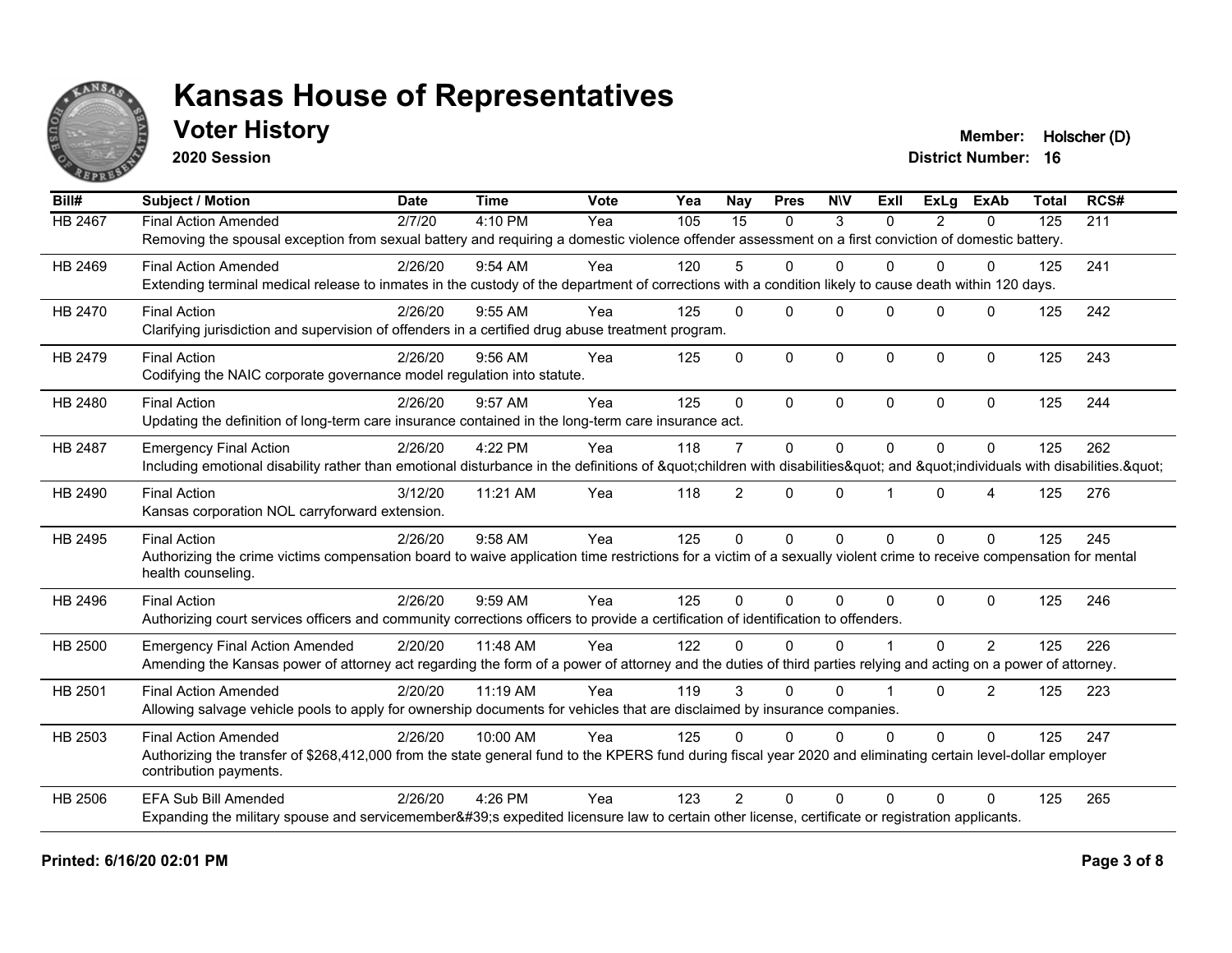# Kansas House of Representatives

## Voter History

**2020 Session**

**Member:** Holscher (D)
**District Number:** 16

| Bill# | Subject / Motion | Date | Time | Vote | Yea | Nay | Pres | N\V | ExIl | ExLg | ExAb | Total | RCS# |
|---|---|---|---|---|---|---|---|---|---|---|---|---|---|
| HB 2467 | Final Action Amended | 2/7/20 | 4:10 PM | Yea | 105 | 15 | 0 | 3 | 0 | 2 | 0 | 125 | 211 |
| | Removing the spousal exception from sexual battery and requiring a domestic violence offender assessment on a first conviction of domestic battery. | | | | | | | | | | | | |
| HB 2469 | Final Action Amended | 2/26/20 | 9:54 AM | Yea | 120 | 5 | 0 | 0 | 0 | 0 | 0 | 125 | 241 |
| | Extending terminal medical release to inmates in the custody of the department of corrections with a condition likely to cause death within 120 days. | | | | | | | | | | | | |
| HB 2470 | Final Action | 2/26/20 | 9:55 AM | Yea | 125 | 0 | 0 | 0 | 0 | 0 | 0 | 125 | 242 |
| | Clarifying jurisdiction and supervision of offenders in a certified drug abuse treatment program. | | | | | | | | | | | | |
| HB 2479 | Final Action | 2/26/20 | 9:56 AM | Yea | 125 | 0 | 0 | 0 | 0 | 0 | 0 | 125 | 243 |
| | Codifying the NAIC corporate governance model regulation into statute. | | | | | | | | | | | | |
| HB 2480 | Final Action | 2/26/20 | 9:57 AM | Yea | 125 | 0 | 0 | 0 | 0 | 0 | 0 | 125 | 244 |
| | Updating the definition of long-term care insurance contained in the long-term care insurance act. | | | | | | | | | | | | |
| HB 2487 | Emergency Final Action | 2/26/20 | 4:22 PM | Yea | 118 | 7 | 0 | 0 | 0 | 0 | 0 | 125 | 262 |
| | Including emotional disability rather than emotional disturbance in the definitions of &quot;children with disabilities&quot; and &quot;individuals with disabilities.&quot; | | | | | | | | | | | | |
| HB 2490 | Final Action | 3/12/20 | 11:21 AM | Yea | 118 | 2 | 0 | 0 | 1 | 0 | 4 | 125 | 276 |
| | Kansas corporation NOL carryforward extension. | | | | | | | | | | | | |
| HB 2495 | Final Action | 2/26/20 | 9:58 AM | Yea | 125 | 0 | 0 | 0 | 0 | 0 | 0 | 125 | 245 |
| | Authorizing the crime victims compensation board to waive application time restrictions for a victim of a sexually violent crime to receive compensation for mental health counseling. | | | | | | | | | | | | |
| HB 2496 | Final Action | 2/26/20 | 9:59 AM | Yea | 125 | 0 | 0 | 0 | 0 | 0 | 0 | 125 | 246 |
| | Authorizing court services officers and community corrections officers to provide a certification of identification to offenders. | | | | | | | | | | | | |
| HB 2500 | Emergency Final Action Amended | 2/20/20 | 11:48 AM | Yea | 122 | 0 | 0 | 0 | 1 | 0 | 2 | 125 | 226 |
| | Amending the Kansas power of attorney act regarding the form of a power of attorney and the duties of third parties relying and acting on a power of attorney. | | | | | | | | | | | | |
| HB 2501 | Final Action Amended | 2/20/20 | 11:19 AM | Yea | 119 | 3 | 0 | 0 | 1 | 0 | 2 | 125 | 223 |
| | Allowing salvage vehicle pools to apply for ownership documents for vehicles that are disclaimed by insurance companies. | | | | | | | | | | | | |
| HB 2503 | Final Action Amended | 2/26/20 | 10:00 AM | Yea | 125 | 0 | 0 | 0 | 0 | 0 | 0 | 125 | 247 |
| | Authorizing the transfer of $268,412,000 from the state general fund to the KPERS fund during fiscal year 2020 and eliminating certain level-dollar employer contribution payments. | | | | | | | | | | | | |
| HB 2506 | EFA Sub Bill Amended | 2/26/20 | 4:26 PM | Yea | 123 | 2 | 0 | 0 | 0 | 0 | 0 | 125 | 265 |
| | Expanding the military spouse and servicemember&#39;s expedited licensure law to certain other license, certificate or registration applicants. | | | | | | | | | | | | |

**Printed: 6/16/20 02:01 PM**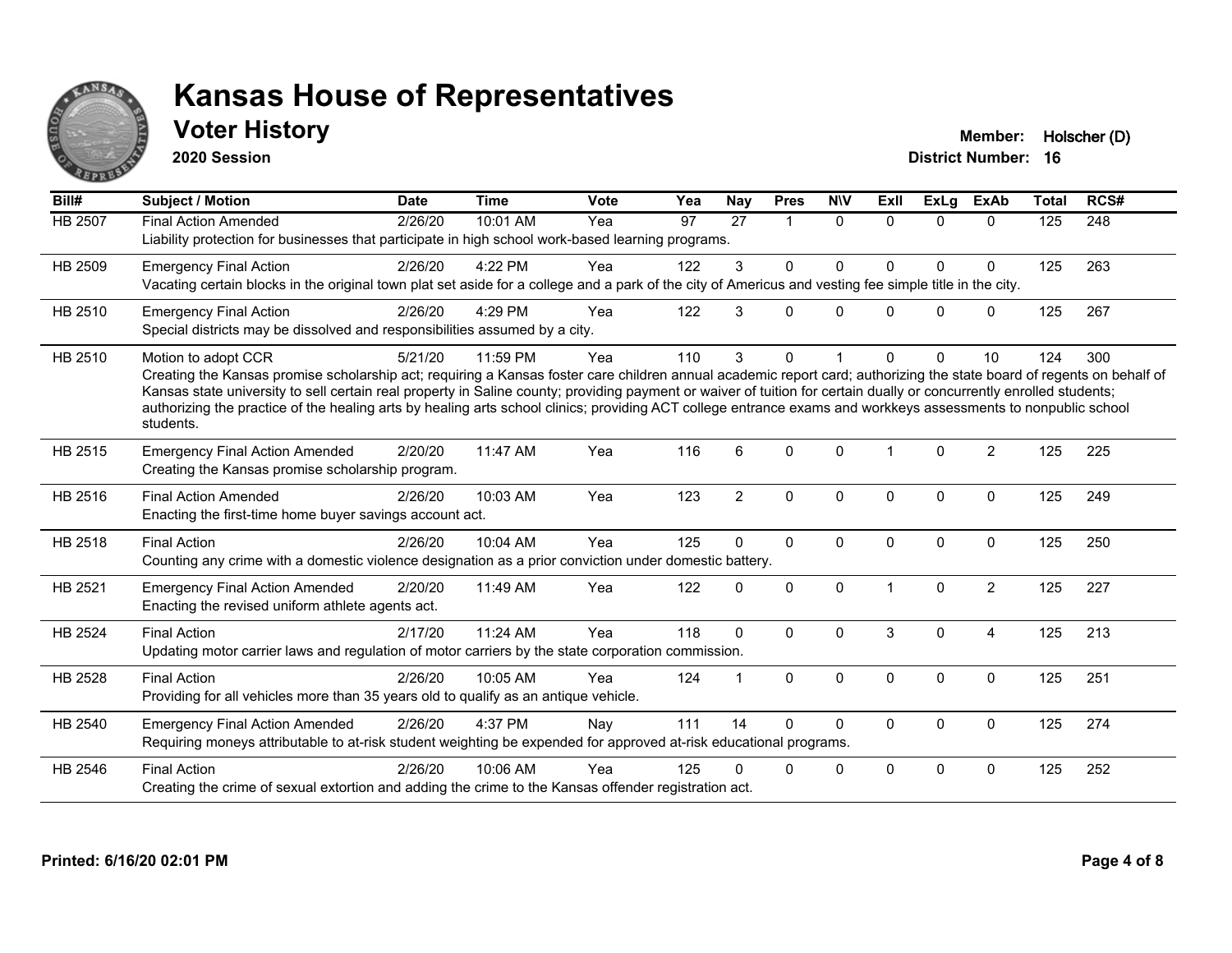# Kansas House of Representatives

## Voter History

**2020 Session**

**Member:** Holscher (D)
**District Number:** 16

| Bill# | Subject / Motion | Date | Time | Vote | Yea | Nay | Pres | N\V | ExII | ExLg | ExAb | Total | RCS# |
|---|---|---|---|---|---|---|---|---|---|---|---|---|---|
| HB 2507 | Final Action Amended | 2/26/20 | 10:01 AM | Yea | 97 | 27 | 1 | 0 | 0 | 0 | 0 | 125 | 248 |
| | Liability protection for businesses that participate in high school work-based learning programs. | | | | | | | | | | | | |
| HB 2509 | Emergency Final Action | 2/26/20 | 4:22 PM | Yea | 122 | 3 | 0 | 0 | 0 | 0 | 0 | 125 | 263 |
| | Vacating certain blocks in the original town plat set aside for a college and a park of the city of Americus and vesting fee simple title in the city. | | | | | | | | | | | | |
| HB 2510 | Emergency Final Action | 2/26/20 | 4:29 PM | Yea | 122 | 3 | 0 | 0 | 0 | 0 | 0 | 125 | 267 |
| | Special districts may be dissolved and responsibilities assumed by a city. | | | | | | | | | | | | |
| HB 2510 | Motion to adopt CCR | 5/21/20 | 11:59 PM | Yea | 110 | 3 | 0 | 1 | 0 | 0 | 10 | 124 | 300 |
| | Creating the Kansas promise scholarship act; requiring a Kansas foster care children annual academic report card; authorizing the state board of regents on behalf of Kansas state university to sell certain real property in Saline county; providing payment or waiver of tuition for certain dually or concurrently enrolled students; authorizing the practice of the healing arts by healing arts school clinics; providing ACT college entrance exams and workkeys assessments to nonpublic school students. | | | | | | | | | | | | |
| HB 2515 | Emergency Final Action Amended | 2/20/20 | 11:47 AM | Yea | 116 | 6 | 0 | 0 | 1 | 0 | 2 | 125 | 225 |
| | Creating the Kansas promise scholarship program. | | | | | | | | | | | | |
| HB 2516 | Final Action Amended | 2/26/20 | 10:03 AM | Yea | 123 | 2 | 0 | 0 | 0 | 0 | 0 | 125 | 249 |
| | Enacting the first-time home buyer savings account act. | | | | | | | | | | | | |
| HB 2518 | Final Action | 2/26/20 | 10:04 AM | Yea | 125 | 0 | 0 | 0 | 0 | 0 | 0 | 125 | 250 |
| | Counting any crime with a domestic violence designation as a prior conviction under domestic battery. | | | | | | | | | | | | |
| HB 2521 | Emergency Final Action Amended | 2/20/20 | 11:49 AM | Yea | 122 | 0 | 0 | 0 | 1 | 0 | 2 | 125 | 227 |
| | Enacting the revised uniform athlete agents act. | | | | | | | | | | | | |
| HB 2524 | Final Action | 2/17/20 | 11:24 AM | Yea | 118 | 0 | 0 | 0 | 3 | 0 | 4 | 125 | 213 |
| | Updating motor carrier laws and regulation of motor carriers by the state corporation commission. | | | | | | | | | | | | |
| HB 2528 | Final Action | 2/26/20 | 10:05 AM | Yea | 124 | 1 | 0 | 0 | 0 | 0 | 0 | 125 | 251 |
| | Providing for all vehicles more than 35 years old to qualify as an antique vehicle. | | | | | | | | | | | | |
| HB 2540 | Emergency Final Action Amended | 2/26/20 | 4:37 PM | Nay | 111 | 14 | 0 | 0 | 0 | 0 | 0 | 125 | 274 |
| | Requiring moneys attributable to at-risk student weighting be expended for approved at-risk educational programs. | | | | | | | | | | | | |
| HB 2546 | Final Action | 2/26/20 | 10:06 AM | Yea | 125 | 0 | 0 | 0 | 0 | 0 | 0 | 125 | 252 |
| | Creating the crime of sexual extortion and adding the crime to the Kansas offender registration act. | | | | | | | | | | | | |

**Printed: 6/16/20 02:01 PM**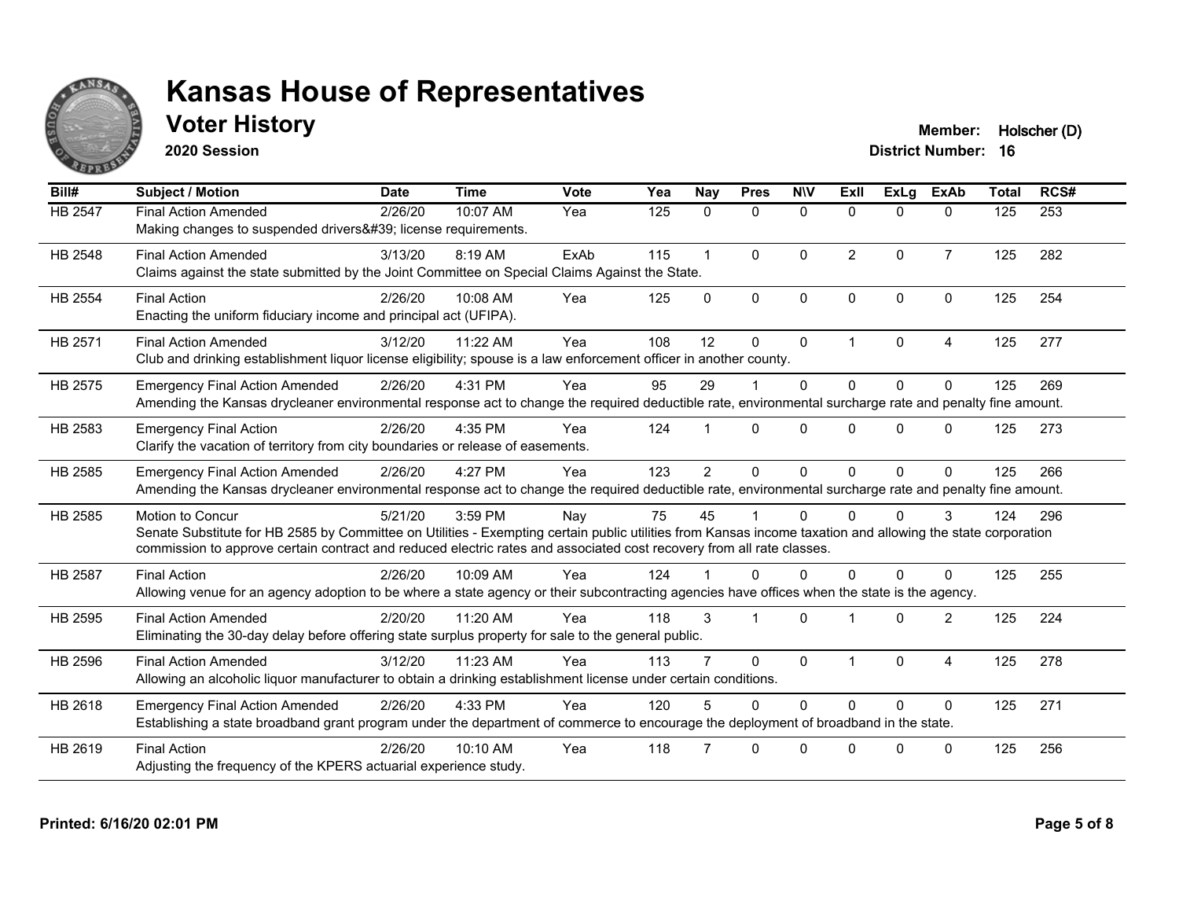# Kansas House of Representatives

## Voter History

**2020 Session**

**Member:** Holscher (D)
**District Number:** 16

| Bill# | Subject / Motion | Date | Time | Vote | Yea | Nay | Pres | N\V | ExII | ExLg | ExAb | Total | RCS# |
|---|---|---|---|---|---|---|---|---|---|---|---|---|---|
| HB 2547 | Final Action Amended | 2/26/20 | 10:07 AM | Yea | 125 | 0 | 0 | 0 | 0 | 0 | 0 | 125 | 253 |
| | Making changes to suspended drivers&#39; license requirements. | | | | | | | | | | | | |
| HB 2548 | Final Action Amended | 3/13/20 | 8:19 AM | ExAb | 115 | 1 | 0 | 0 | 2 | 0 | 7 | 125 | 282 |
| | Claims against the state submitted by the Joint Committee on Special Claims Against the State. | | | | | | | | | | | | |
| HB 2554 | Final Action | 2/26/20 | 10:08 AM | Yea | 125 | 0 | 0 | 0 | 0 | 0 | 0 | 125 | 254 |
| | Enacting the uniform fiduciary income and principal act (UFIPA). | | | | | | | | | | | | |
| HB 2571 | Final Action Amended | 3/12/20 | 11:22 AM | Yea | 108 | 12 | 0 | 0 | 1 | 0 | 4 | 125 | 277 |
| | Club and drinking establishment liquor license eligibility; spouse is a law enforcement officer in another county. | | | | | | | | | | | | |
| HB 2575 | Emergency Final Action Amended | 2/26/20 | 4:31 PM | Yea | 95 | 29 | 1 | 0 | 0 | 0 | 0 | 125 | 269 |
| | Amending the Kansas drycleaner environmental response act to change the required deductible rate, environmental surcharge rate and penalty fine amount. | | | | | | | | | | | | |
| HB 2583 | Emergency Final Action | 2/26/20 | 4:35 PM | Yea | 124 | 1 | 0 | 0 | 0 | 0 | 0 | 125 | 273 |
| | Clarify the vacation of territory from city boundaries or release of easements. | | | | | | | | | | | | |
| HB 2585 | Emergency Final Action Amended | 2/26/20 | 4:27 PM | Yea | 123 | 2 | 0 | 0 | 0 | 0 | 0 | 125 | 266 |
| | Amending the Kansas drycleaner environmental response act to change the required deductible rate, environmental surcharge rate and penalty fine amount. | | | | | | | | | | | | |
| HB 2585 | Motion to Concur | 5/21/20 | 3:59 PM | Nay | 75 | 45 | 1 | 0 | 0 | 0 | 3 | 124 | 296 |
| | Senate Substitute for HB 2585 by Committee on Utilities - Exempting certain public utilities from Kansas income taxation and allowing the state corporation commission to approve certain contract and reduced electric rates and associated cost recovery from all rate classes. | | | | | | | | | | | | |
| HB 2587 | Final Action | 2/26/20 | 10:09 AM | Yea | 124 | 1 | 0 | 0 | 0 | 0 | 0 | 125 | 255 |
| | Allowing venue for an agency adoption to be where a state agency or their subcontracting agencies have offices when the state is the agency. | | | | | | | | | | | | |
| HB 2595 | Final Action Amended | 2/20/20 | 11:20 AM | Yea | 118 | 3 | 1 | 0 | 1 | 0 | 2 | 125 | 224 |
| | Eliminating the 30-day delay before offering state surplus property for sale to the general public. | | | | | | | | | | | | |
| HB 2596 | Final Action Amended | 3/12/20 | 11:23 AM | Yea | 113 | 7 | 0 | 0 | 1 | 0 | 4 | 125 | 278 |
| | Allowing an alcoholic liquor manufacturer to obtain a drinking establishment license under certain conditions. | | | | | | | | | | | | |
| HB 2618 | Emergency Final Action Amended | 2/26/20 | 4:33 PM | Yea | 120 | 5 | 0 | 0 | 0 | 0 | 0 | 125 | 271 |
| | Establishing a state broadband grant program under the department of commerce to encourage the deployment of broadband in the state. | | | | | | | | | | | | |
| HB 2619 | Final Action | 2/26/20 | 10:10 AM | Yea | 118 | 7 | 0 | 0 | 0 | 0 | 0 | 125 | 256 |
| | Adjusting the frequency of the KPERS actuarial experience study. | | | | | | | | | | | | |

**Printed: 6/16/20 02:01 PM**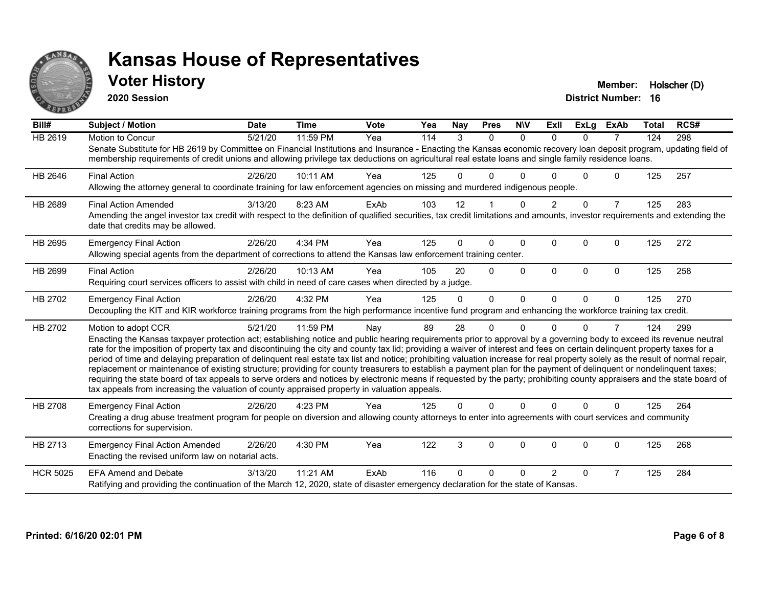# Kansas House of Representatives

## Voter History

**2020 Session**

**Member:** Holscher (D)
**District Number:** 16

| Bill# | Subject / Motion | Date | Time | Vote | Yea | Nay | Pres | N\V | ExII | ExLg | ExAb | Total | RCS# |
|---|---|---|---|---|---|---|---|---|---|---|---|---|---|
| HB 2619 | Motion to Concur | 5/21/20 | 11:59 PM | Yea | 114 | 3 | 0 | 0 | 0 | 0 | 7 | 124 | 298 |
| | Senate Substitute for HB 2619 by Committee on Financial Institutions and Insurance - Enacting the Kansas economic recovery loan deposit program, updating field of membership requirements of credit unions and allowing privilege tax deductions on agricultural real estate loans and single family residence loans. | | | | | | | | | | | | |
| HB 2646 | Final Action | 2/26/20 | 10:11 AM | Yea | 125 | 0 | 0 | 0 | 0 | 0 | 0 | 125 | 257 |
| | Allowing the attorney general to coordinate training for law enforcement agencies on missing and murdered indigenous people. | | | | | | | | | | | | |
| HB 2689 | Final Action Amended | 3/13/20 | 8:23 AM | ExAb | 103 | 12 | 1 | 0 | 2 | 0 | 7 | 125 | 283 |
| | Amending the angel investor tax credit with respect to the definition of qualified securities, tax credit limitations and amounts, investor requirements and extending the date that credits may be allowed. | | | | | | | | | | | | |
| HB 2695 | Emergency Final Action | 2/26/20 | 4:34 PM | Yea | 125 | 0 | 0 | 0 | 0 | 0 | 0 | 125 | 272 |
| | Allowing special agents from the department of corrections to attend the Kansas law enforcement training center. | | | | | | | | | | | | |
| HB 2699 | Final Action | 2/26/20 | 10:13 AM | Yea | 105 | 20 | 0 | 0 | 0 | 0 | 0 | 125 | 258 |
| | Requiring court services officers to assist with child in need of care cases when directed by a judge. | | | | | | | | | | | | |
| HB 2702 | Emergency Final Action | 2/26/20 | 4:32 PM | Yea | 125 | 0 | 0 | 0 | 0 | 0 | 0 | 125 | 270 |
| | Decoupling the KIT and KIR workforce training programs from the high performance incentive fund program and enhancing the workforce training tax credit. | | | | | | | | | | | | |
| HB 2702 | Motion to adopt CCR | 5/21/20 | 11:59 PM | Nay | 89 | 28 | 0 | 0 | 0 | 0 | 7 | 124 | 299 |
| | Enacting the Kansas taxpayer protection act; establishing notice and public hearing requirements prior to approval by a governing body to exceed its revenue neutral rate for the imposition of property tax and discontinuing the city and county tax lid; providing a waiver of interest and fees on certain delinquent property taxes for a period of time and delaying preparation of delinquent real estate tax list and notice; prohibiting valuation increase for real property solely as the result of normal repair, replacement or maintenance of existing structure; providing for county treasurers to establish a payment plan for the payment of delinquent or nondelinquent taxes; requiring the state board of tax appeals to serve orders and notices by electronic means if requested by the party; prohibiting county appraisers and the state board of tax appeals from increasing the valuation of county appraised property in valuation appeals. | | | | | | | | | | | | |
| HB 2708 | Emergency Final Action | 2/26/20 | 4:23 PM | Yea | 125 | 0 | 0 | 0 | 0 | 0 | 0 | 125 | 264 |
| | Creating a drug abuse treatment program for people on diversion and allowing county attorneys to enter into agreements with court services and community corrections for supervision. | | | | | | | | | | | | |
| HB 2713 | Emergency Final Action Amended | 2/26/20 | 4:30 PM | Yea | 122 | 3 | 0 | 0 | 0 | 0 | 0 | 125 | 268 |
| | Enacting the revised uniform law on notarial acts. | | | | | | | | | | | | |
| HCR 5025 | EFA Amend and Debate | 3/13/20 | 11:21 AM | ExAb | 116 | 0 | 0 | 0 | 2 | 0 | 7 | 125 | 284 |
| | Ratifying and providing the continuation of the March 12, 2020, state of disaster emergency declaration for the state of Kansas. | | | | | | | | | | | | |

**Printed: 6/16/20 02:01 PM**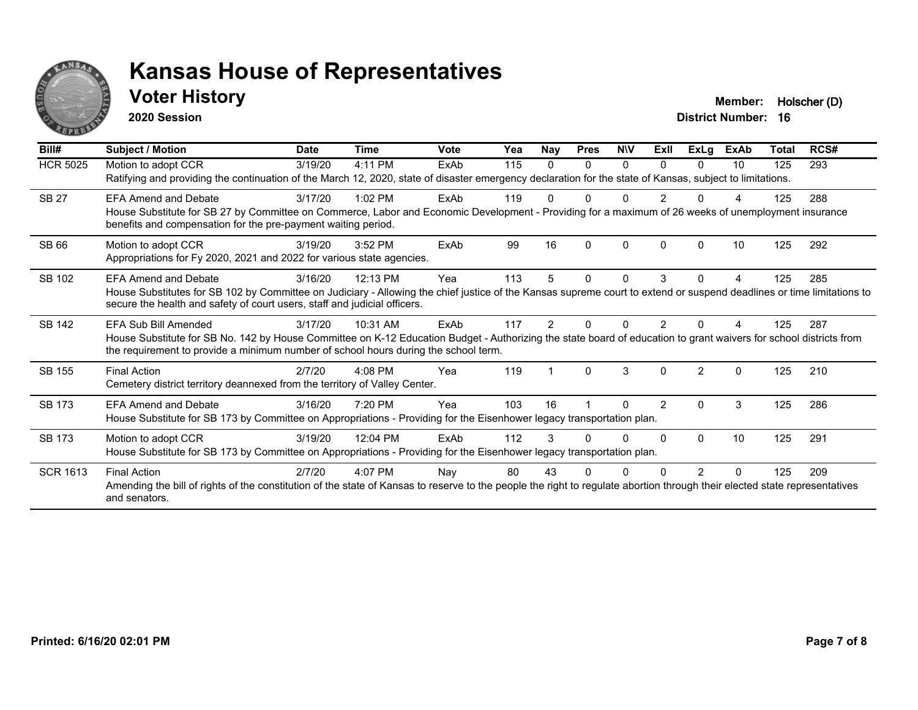# Kansas House of Representatives

## Voter History

**2020 Session**

**Member:** Holscher (D)
**District Number:** 16

| Bill# | Subject / Motion | Date | Time | Vote | Yea | Nay | Pres | N\V | ExII | ExLg | ExAb | Total | RCS# |
|---|---|---|---|---|---|---|---|---|---|---|---|---|---|
| HCR 5025 | Motion to adopt CCR | 3/19/20 | 4:11 PM | ExAb | 115 | 0 | 0 | 0 | 0 | 0 | 10 | 125 | 293 |
| | Ratifying and providing the continuation of the March 12, 2020, state of disaster emergency declaration for the state of Kansas, subject to limitations. | | | | | | | | | | | | |
| SB 27 | EFA Amend and Debate | 3/17/20 | 1:02 PM | ExAb | 119 | 0 | 0 | 0 | 2 | 0 | 4 | 125 | 288 |
| | House Substitute for SB 27 by Committee on Commerce, Labor and Economic Development - Providing for a maximum of 26 weeks of unemployment insurance benefits and compensation for the pre-payment waiting period. | | | | | | | | | | | | |
| SB 66 | Motion to adopt CCR | 3/19/20 | 3:52 PM | ExAb | 99 | 16 | 0 | 0 | 0 | 0 | 10 | 125 | 292 |
| | Appropriations for Fy 2020, 2021 and 2022 for various state agencies. | | | | | | | | | | | | |
| SB 102 | EFA Amend and Debate | 3/16/20 | 12:13 PM | Yea | 113 | 5 | 0 | 0 | 3 | 0 | 4 | 125 | 285 |
| | House Substitutes for SB 102 by Committee on Judiciary - Allowing the chief justice of the Kansas supreme court to extend or suspend deadlines or time limitations to secure the health and safety of court users, staff and judicial officers. | | | | | | | | | | | | |
| SB 142 | EFA Sub Bill Amended | 3/17/20 | 10:31 AM | ExAb | 117 | 2 | 0 | 0 | 2 | 0 | 4 | 125 | 287 |
| | House Substitute for SB No. 142 by House Committee on K-12 Education Budget - Authorizing the state board of education to grant waivers for school districts from the requirement to provide a minimum number of school hours during the school term. | | | | | | | | | | | | |
| SB 155 | Final Action | 2/7/20 | 4:08 PM | Yea | 119 | 1 | 0 | 3 | 0 | 2 | 0 | 125 | 210 |
| | Cemetery district territory deannexed from the territory of Valley Center. | | | | | | | | | | | | |
| SB 173 | EFA Amend and Debate | 3/16/20 | 7:20 PM | Yea | 103 | 16 | 1 | 0 | 2 | 0 | 3 | 125 | 286 |
| | House Substitute for SB 173 by Committee on Appropriations - Providing for the Eisenhower legacy transportation plan. | | | | | | | | | | | | |
| SB 173 | Motion to adopt CCR | 3/19/20 | 12:04 PM | ExAb | 112 | 3 | 0 | 0 | 0 | 0 | 10 | 125 | 291 |
| | House Substitute for SB 173 by Committee on Appropriations - Providing for the Eisenhower legacy transportation plan. | | | | | | | | | | | | |
| SCR 1613 | Final Action | 2/7/20 | 4:07 PM | Nay | 80 | 43 | 0 | 0 | 0 | 2 | 0 | 125 | 209 |
| | Amending the bill of rights of the constitution of the state of Kansas to reserve to the people the right to regulate abortion through their elected state representatives and senators. | | | | | | | | | | | | |

**Printed: 6/16/20 02:01 PM**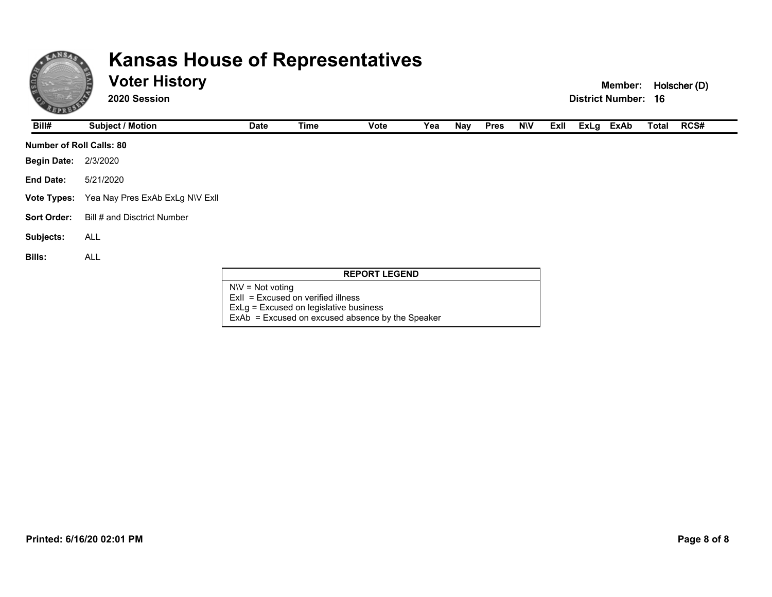# Kansas House of Representatives

## Voter History

**2020 Session**

**Member:** Holscher (D)
**District Number:** 16

| Bill# | Subject / Motion | Date | Time | Vote | Yea | Nay | Pres | N\V | ExIl | ExLg | ExAb | Total | RCS# |
|---|---|---|---|---|---|---|---|---|---|---|---|---|---|

**Number of Roll Calls: 80**

**Begin Date:** 2/3/2020

**End Date:** 5/21/2020

**Vote Types:** Yea Nay Pres ExAb ExLg N\V ExIl

**Sort Order:** Bill # and Disctrict Number

**Subjects:** ALL

**Bills:** ALL

| REPORT LEGEND |
|---|
| N\V = Not voting |
| ExIl = Excused on verified illness |
| ExLg = Excused on legislative business |
| ExAb = Excused on excused absence by the Speaker |

**Printed: 6/16/20 02:01 PM**